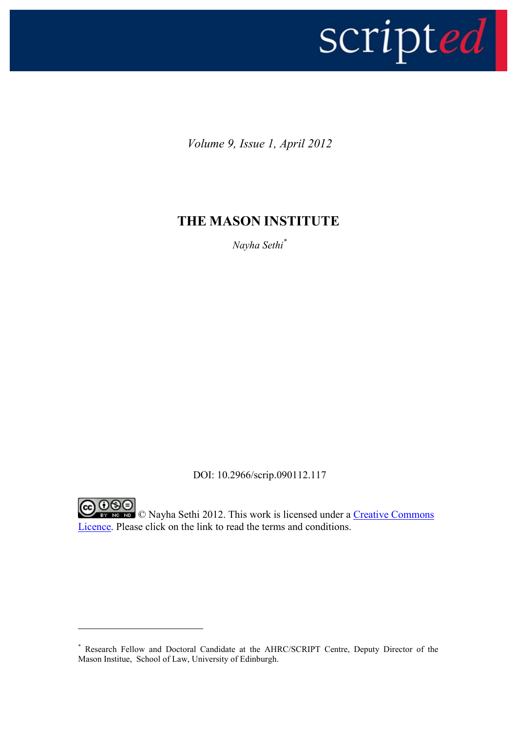*Volume 9, Issue 1, April 2012*

# THE MASON INSTITUTE

*Nayha Sethi*[*]

DOI: 10.2966/scrip.090112.117

© Nayha Sethi 2012. This work is licensed under a Creative Commons Licence. Please click on the link to read the terms and conditions.

[*] Research Fellow and Doctoral Candidate at the AHRC/SCRIPT Centre, Deputy Director of the Mason Institue, School of Law, University of Edinburgh.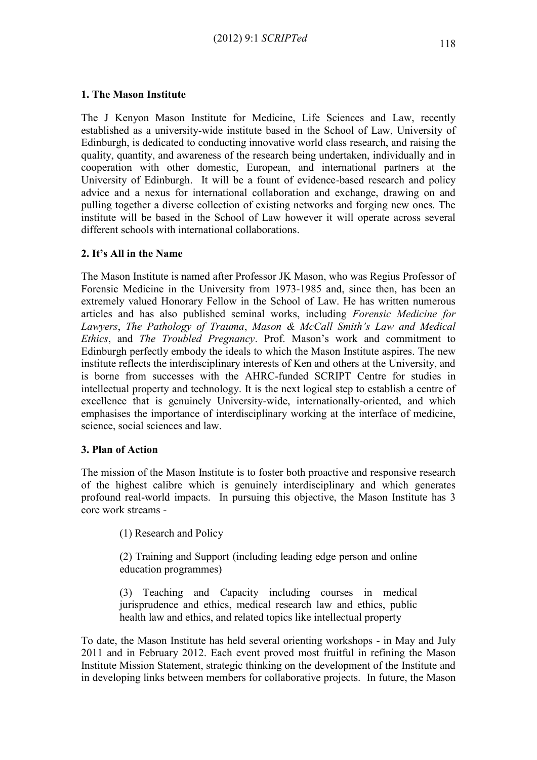## 1. The Mason Institute

The J Kenyon Mason Institute for Medicine, Life Sciences and Law, recently established as a university-wide institute based in the School of Law, University of Edinburgh, is dedicated to conducting innovative world class research, and raising the quality, quantity, and awareness of the research being undertaken, individually and in cooperation with other domestic, European, and international partners at the University of Edinburgh. It will be a fount of evidence-based research and policy advice and a nexus for international collaboration and exchange, drawing on and pulling together a diverse collection of existing networks and forging new ones. The institute will be based in the School of Law however it will operate across several different schools with international collaborations.

## 2. It's All in the Name

The Mason Institute is named after Professor JK Mason, who was Regius Professor of Forensic Medicine in the University from 1973-1985 and, since then, has been an extremely valued Honorary Fellow in the School of Law. He has written numerous articles and has also published seminal works, including *Forensic Medicine for Lawyers*, *The Pathology of Trauma*, *Mason & McCall Smith's Law and Medical Ethics*, and *The Troubled Pregnancy*. Prof. Mason's work and commitment to Edinburgh perfectly embody the ideals to which the Mason Institute aspires. The new institute reflects the interdisciplinary interests of Ken and others at the University, and is borne from successes with the AHRC-funded SCRIPT Centre for studies in intellectual property and technology. It is the next logical step to establish a centre of excellence that is genuinely University-wide, internationally-oriented, and which emphasises the importance of interdisciplinary working at the interface of medicine, science, social sciences and law.

## 3. Plan of Action

The mission of the Mason Institute is to foster both proactive and responsive research of the highest calibre which is genuinely interdisciplinary and which generates profound real-world impacts. In pursuing this objective, the Mason Institute has 3 core work streams -

(1) Research and Policy

(2) Training and Support (including leading edge person and online education programmes)

(3) Teaching and Capacity including courses in medical jurisprudence and ethics, medical research law and ethics, public health law and ethics, and related topics like intellectual property

To date, the Mason Institute has held several orienting workshops - in May and July 2011 and in February 2012. Each event proved most fruitful in refining the Mason Institute Mission Statement, strategic thinking on the development of the Institute and in developing links between members for collaborative projects. In future, the Mason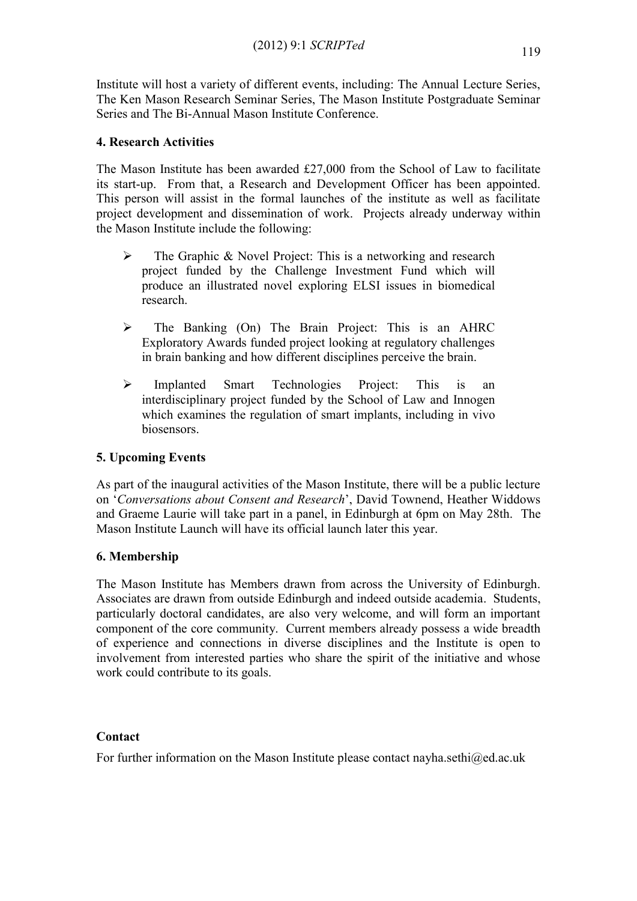Institute will host a variety of different events, including: The Annual Lecture Series, The Ken Mason Research Seminar Series, The Mason Institute Postgraduate Seminar Series and The Bi-Annual Mason Institute Conference.

### 4. Research Activities

The Mason Institute has been awarded £27,000 from the School of Law to facilitate its start-up. From that, a Research and Development Officer has been appointed. This person will assist in the formal launches of the institute as well as facilitate project development and dissemination of work. Projects already underway within the Mason Institute include the following:

- The Graphic & Novel Project: This is a networking and research project funded by the Challenge Investment Fund which will produce an illustrated novel exploring ELSI issues in biomedical research.
- The Banking (On) The Brain Project: This is an AHRC Exploratory Awards funded project looking at regulatory challenges in brain banking and how different disciplines perceive the brain.
- Implanted Smart Technologies Project: This is an interdisciplinary project funded by the School of Law and Innogen which examines the regulation of smart implants, including in vivo biosensors.

### 5. Upcoming Events

As part of the inaugural activities of the Mason Institute, there will be a public lecture on '*Conversations about Consent and Research*', David Townend, Heather Widdows and Graeme Laurie will take part in a panel, in Edinburgh at 6pm on May 28th. The Mason Institute Launch will have its official launch later this year.

### 6. Membership

The Mason Institute has Members drawn from across the University of Edinburgh. Associates are drawn from outside Edinburgh and indeed outside academia. Students, particularly doctoral candidates, are also very welcome, and will form an important component of the core community. Current members already possess a wide breadth of experience and connections in diverse disciplines and the Institute is open to involvement from interested parties who share the spirit of the initiative and whose work could contribute to its goals.

### Contact

For further information on the Mason Institute please contact nayha.sethi@ed.ac.uk